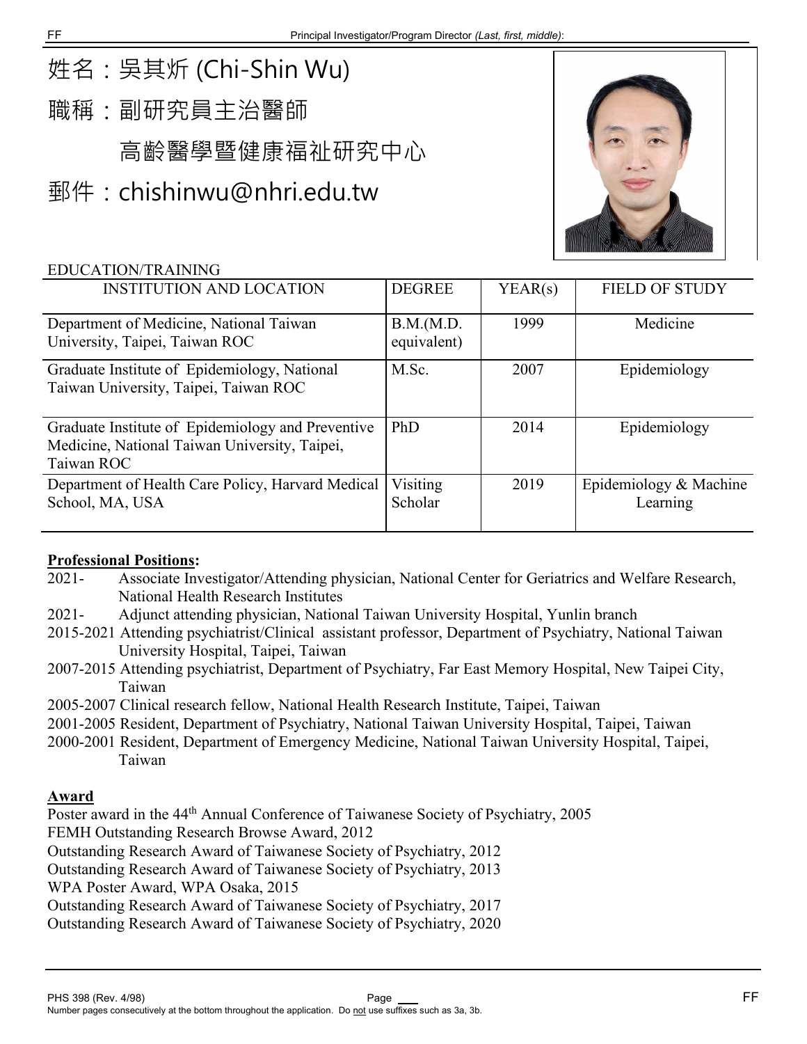姓名：吳其炘 (Chi-Shin Wu)

職稱：副研究員主治醫師

高齡醫學暨健康福祉研究中心

郵件：chishinwu@nhri.edu.tw

EDUCATION/TRAINING

| INSTITUTION AND LOCATION | DEGREE | YEAR(s) | FIELD OF STUDY |
|---|---|---|---|
| Department of Medicine, National Taiwan University, Taipei, Taiwan ROC | B.M.(M.D. equivalent) | 1999 | Medicine |
| Graduate Institute of Epidemiology, National Taiwan University, Taipei, Taiwan ROC | M.Sc. | 2007 | Epidemiology |
| Graduate Institute of Epidemiology and Preventive Medicine, National Taiwan University, Taipei, Taiwan ROC | PhD | 2014 | Epidemiology |
| Department of Health Care Policy, Harvard Medical School, MA, USA | Visiting Scholar | 2019 | Epidemiology & Machine Learning |

**Professional Positions:**

2021- Associate Investigator/Attending physician, National Center for Geriatrics and Welfare Research, National Health Research Institutes

2021- Adjunct attending physician, National Taiwan University Hospital, Yunlin branch

2015-2021 Attending psychiatrist/Clinical assistant professor, Department of Psychiatry, National Taiwan University Hospital, Taipei, Taiwan

2007-2015 Attending psychiatrist, Department of Psychiatry, Far East Memory Hospital, New Taipei City, Taiwan

2005-2007 Clinical research fellow, National Health Research Institute, Taipei, Taiwan

2001-2005 Resident, Department of Psychiatry, National Taiwan University Hospital, Taipei, Taiwan

2000-2001 Resident, Department of Emergency Medicine, National Taiwan University Hospital, Taipei, Taiwan

**Award**

Poster award in the 44th Annual Conference of Taiwanese Society of Psychiatry, 2005

FEMH Outstanding Research Browse Award, 2012

Outstanding Research Award of Taiwanese Society of Psychiatry, 2012

Outstanding Research Award of Taiwanese Society of Psychiatry, 2013

WPA Poster Award, WPA Osaka, 2015

Outstanding Research Award of Taiwanese Society of Psychiatry, 2017

Outstanding Research Award of Taiwanese Society of Psychiatry, 2020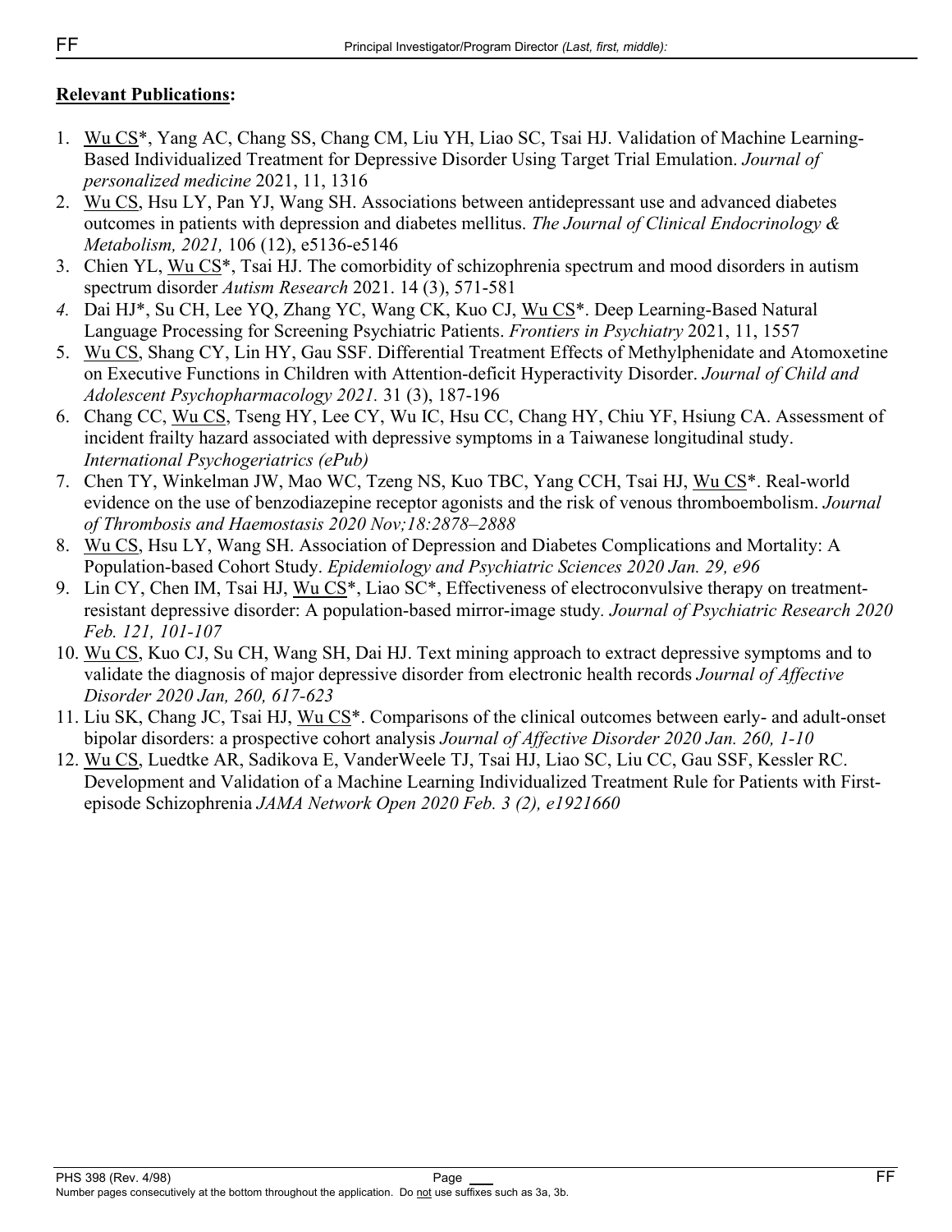**Relevant Publications:**

1. Wu CS*, Yang AC, Chang SS, Chang CM, Liu YH, Liao SC, Tsai HJ. Validation of Machine Learning-Based Individualized Treatment for Depressive Disorder Using Target Trial Emulation. *Journal of personalized medicine* 2021, 11, 1316
2. Wu CS, Hsu LY, Pan YJ, Wang SH. Associations between antidepressant use and advanced diabetes outcomes in patients with depression and diabetes mellitus. *The Journal of Clinical Endocrinology & Metabolism, 2021,* 106 (12), e5136-e5146
3. Chien YL, Wu CS*, Tsai HJ. The comorbidity of schizophrenia spectrum and mood disorders in autism spectrum disorder *Autism Research* 2021. 14 (3), 571-581
4. Dai HJ*, Su CH, Lee YQ, Zhang YC, Wang CK, Kuo CJ, Wu CS*. Deep Learning-Based Natural Language Processing for Screening Psychiatric Patients. *Frontiers in Psychiatry* 2021, 11, 1557
5. Wu CS, Shang CY, Lin HY, Gau SSF. Differential Treatment Effects of Methylphenidate and Atomoxetine on Executive Functions in Children with Attention-deficit Hyperactivity Disorder. *Journal of Child and Adolescent Psychopharmacology 2021.* 31 (3), 187-196
6. Chang CC, Wu CS, Tseng HY, Lee CY, Wu IC, Hsu CC, Chang HY, Chiu YF, Hsiung CA. Assessment of incident frailty hazard associated with depressive symptoms in a Taiwanese longitudinal study. *International Psychogeriatrics (ePub)*
7. Chen TY, Winkelman JW, Mao WC, Tzeng NS, Kuo TBC, Yang CCH, Tsai HJ, Wu CS*. Real-world evidence on the use of benzodiazepine receptor agonists and the risk of venous thromboembolism. *Journal of Thrombosis and Haemostasis 2020 Nov;18:2878–2888*
8. Wu CS, Hsu LY, Wang SH. Association of Depression and Diabetes Complications and Mortality: A Population-based Cohort Study. *Epidemiology and Psychiatric Sciences 2020 Jan. 29, e96*
9. Lin CY, Chen IM, Tsai HJ, Wu CS*, Liao SC*, Effectiveness of electroconvulsive therapy on treatment-resistant depressive disorder: A population-based mirror-image study. *Journal of Psychiatric Research 2020 Feb. 121, 101-107*
10. Wu CS, Kuo CJ, Su CH, Wang SH, Dai HJ. Text mining approach to extract depressive symptoms and to validate the diagnosis of major depressive disorder from electronic health records *Journal of Affective Disorder 2020 Jan, 260, 617-623*
11. Liu SK, Chang JC, Tsai HJ, Wu CS*. Comparisons of the clinical outcomes between early- and adult-onset bipolar disorders: a prospective cohort analysis *Journal of Affective Disorder 2020 Jan. 260, 1-10*
12. Wu CS, Luedtke AR, Sadikova E, VanderWeele TJ, Tsai HJ, Liao SC, Liu CC, Gau SSF, Kessler RC. Development and Validation of a Machine Learning Individualized Treatment Rule for Patients with First-episode Schizophrenia *JAMA Network Open 2020 Feb. 3 (2), e1921660*